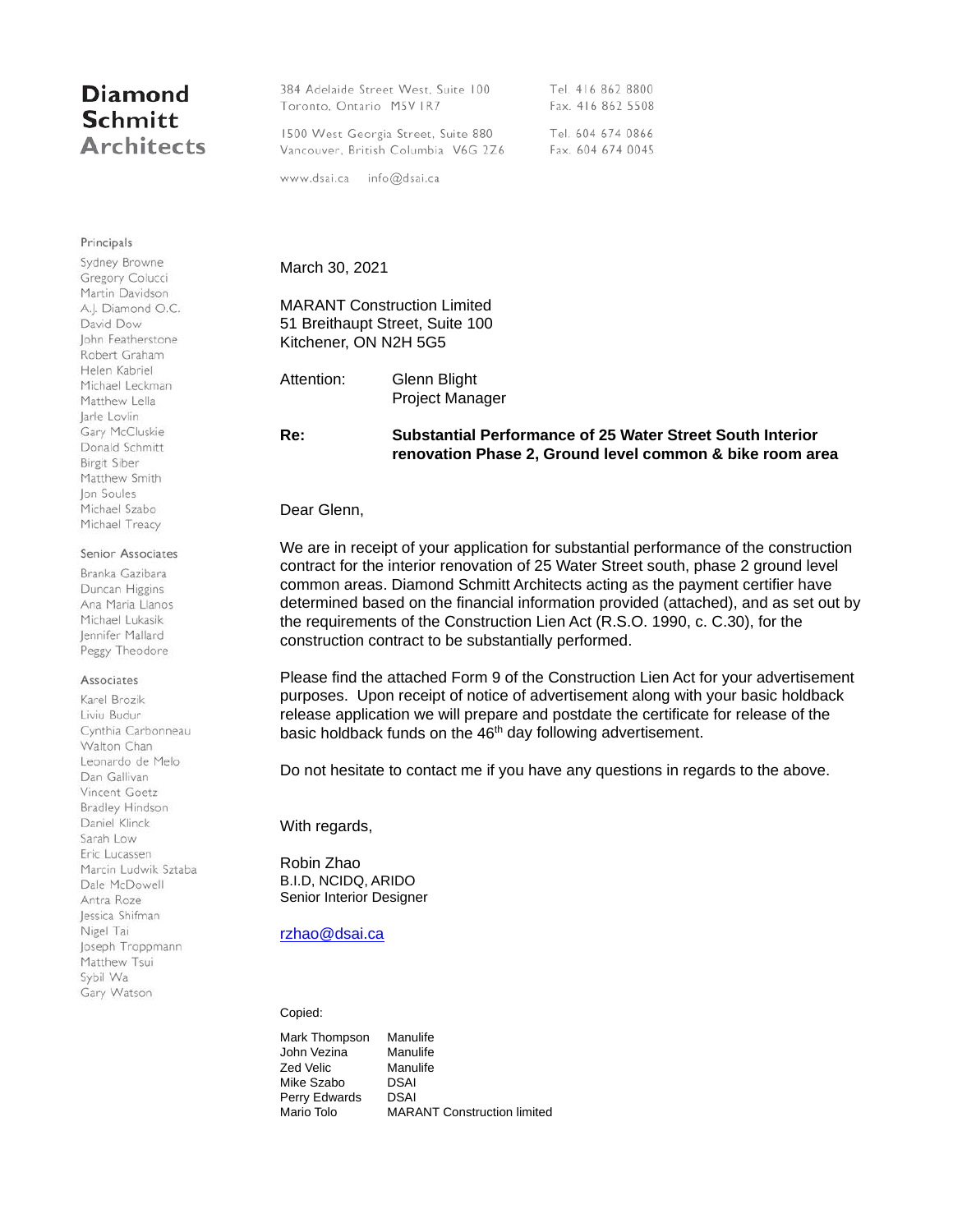**Diamond Schmitt Architects**

384 Adelaide Street West, Suite 100
Toronto, Ontario M5V 1R7
Tel. 416 862 8800
Fax. 416 862 5508

1500 West Georgia Street, Suite 880
Vancouver, British Columbia V6G 2Z6
Tel. 604 674 0866
Fax. 604 674 0045

www.dsai.ca info@dsai.ca

Principals

Sydney Browne
Gregory Colucci
Martin Davidson
A.J. Diamond O.C.
David Dow
John Featherstone
Robert Graham
Helen Kabriel
Michael Leckman
Matthew Lella
Jarle Lovlin
Gary McCluskie
Donald Schmitt
Birgit Siber
Matthew Smith
Jon Soules
Michael Szabo
Michael Treacy

Senior Associates

Branka Gazibara
Duncan Higgins
Ana Maria Llanos
Michael Lukasik
Jennifer Mallard
Peggy Theodore

Associates

Karel Brozik
Liviu Budur
Cynthia Carbonneau
Walton Chan
Leonardo de Melo
Dan Gallivan
Vincent Goetz
Bradley Hindson
Daniel Klinck
Sarah Low
Eric Lucassen
Marcin Ludwik Sztaba
Dale McDowell
Antra Roze
Jessica Shifman
Nigel Tai
Joseph Troppmann
Matthew Tsui
Sybil Wa
Gary Watson

March 30, 2021

MARANT Construction Limited
51 Breithaupt Street, Suite 100
Kitchener, ON N2H 5G5

Attention: Glenn Blight
Project Manager

**Re: Substantial Performance of 25 Water Street South Interior renovation Phase 2, Ground level common & bike room area**

Dear Glenn,

We are in receipt of your application for substantial performance of the construction contract for the interior renovation of 25 Water Street south, phase 2 ground level common areas. Diamond Schmitt Architects acting as the payment certifier have determined based on the financial information provided (attached), and as set out by the requirements of the Construction Lien Act (R.S.O. 1990, c. C.30), for the construction contract to be substantially performed.

Please find the attached Form 9 of the Construction Lien Act for your advertisement purposes. Upon receipt of notice of advertisement along with your basic holdback release application we will prepare and postdate the certificate for release of the basic holdback funds on the 46th day following advertisement.

Do not hesitate to contact me if you have any questions in regards to the above.

With regards,

Robin Zhao
B.I.D, NCIDQ, ARIDO
Senior Interior Designer

rzhao@dsai.ca

Copied:

| | |
|---|---|
| Mark Thompson | Manulife |
| John Vezina | Manulife |
| Zed Velic | Manulife |
| Mike Szabo | DSAI |
| Perry Edwards | DSAI |
| Mario Tolo | MARANT Construction limited |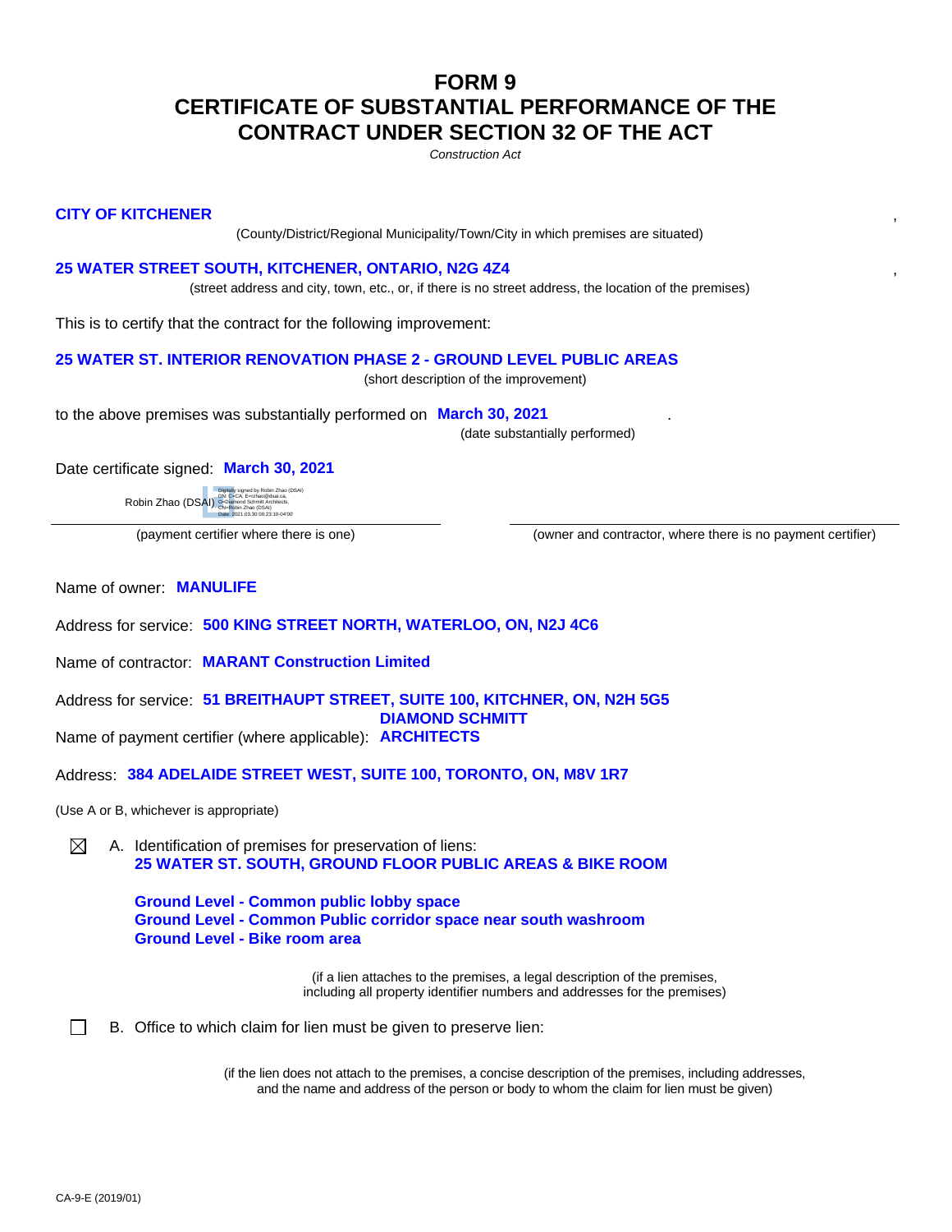# FORM 9
# CERTIFICATE OF SUBSTANTIAL PERFORMANCE OF THE CONTRACT UNDER SECTION 32 OF THE ACT

*Construction Act*

**CITY OF KITCHENER** ,

(County/District/Regional Municipality/Town/City in which premises are situated)

**25 WATER STREET SOUTH, KITCHENER, ONTARIO, N2G 4Z4** ,

(street address and city, town, etc., or, if there is no street address, the location of the premises)

This is to certify that the contract for the following improvement:

**25 WATER ST. INTERIOR RENOVATION PHASE 2 - GROUND LEVEL PUBLIC AREAS**

(short description of the improvement)

to the above premises was substantially performed on **March 30, 2021** .

(date substantially performed)

Date certificate signed: **March 30, 2021**

Robin Zhao (DSAI) Digitally signed by Robin Zhao (DSAI) DN: C=CA, E=rzhao@dsai.ca, O=Diamond Schmitt Architects, CN=Robin Zhao (DSAI) Date: 2021.03.30 00:23:10-04'00'

(payment certifier where there is one) (owner and contractor, where there is no payment certifier)

Name of owner: **MANULIFE**

Address for service: **500 KING STREET NORTH, WATERLOO, ON, N2J 4C6**

Name of contractor: **MARANT Construction Limited**

Address for service: **51 BREITHAUPT STREET, SUITE 100, KITCHNER, ON, N2H 5G5**

Name of payment certifier (where applicable): **DIAMOND SCHMITT ARCHITECTS**

Address: **384 ADELAIDE STREET WEST, SUITE 100, TORONTO, ON, M8V 1R7**

(Use A or B, whichever is appropriate)

☒ A. Identification of premises for preservation of liens:
**25 WATER ST. SOUTH, GROUND FLOOR PUBLIC AREAS & BIKE ROOM**

**Ground Level - Common public lobby space**
**Ground Level - Common Public corridor space near south washroom**
**Ground Level - Bike room area**

(if a lien attaches to the premises, a legal description of the premises, including all property identifier numbers and addresses for the premises)

☐ B. Office to which claim for lien must be given to preserve lien:

(if the lien does not attach to the premises, a concise description of the premises, including addresses, and the name and address of the person or body to whom the claim for lien must be given)

CA-9-E (2019/01)